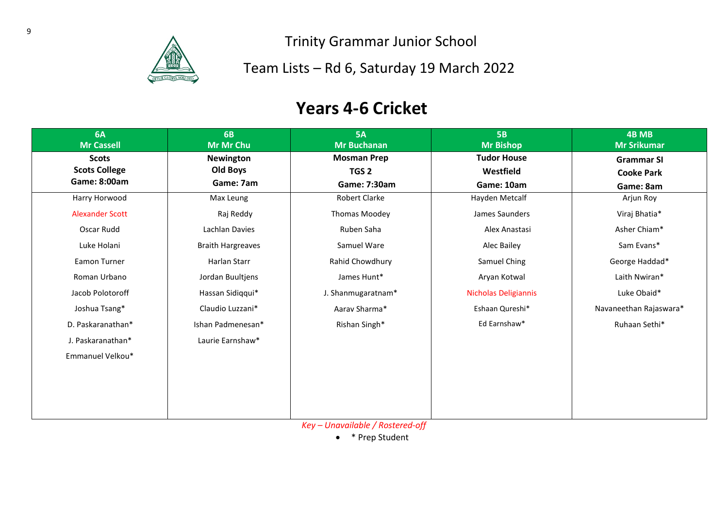# Trinity Grammar Junior School

## Team Lists – Rd 6, Saturday 19 March 2022

## Years 4-6 Cricket

| 6A<br>Mr Cassell | 6B<br>Mr Mr Chu | 5A<br>Mr Buchanan | 5B<br>Mr Bishop | 4B MB<br>Mr Srikumar |
|---|---|---|---|---|
| **Scots**<br>**Scots College**<br>**Game: 8:00am** | **Newington**<br>**Old Boys**<br>**Game: 7am** | **Mosman Prep**<br>**TGS 2**<br>**Game: 7:30am** | **Tudor House**<br>**Westfield**<br>**Game: 10am** | **Grammar SI**<br>**Cooke Park**<br>**Game: 8am** |
| Harry Horwood | Max Leung | Robert Clarke | Hayden Metcalf | Arjun Roy |
| Alexander Scott | Raj Reddy | Thomas Moodey | James Saunders | Viraj Bhatia* |
| Oscar Rudd | Lachlan Davies | Ruben Saha | Alex Anastasi | Asher Chiam* |
| Luke Holani | Braith Hargreaves | Samuel Ware | Alec Bailey | Sam Evans* |
| Eamon Turner | Harlan Starr | Rahid Chowdhury | Samuel Ching | George Haddad* |
| Roman Urbano | Jordan Buultjens | James Hunt* | Aryan Kotwal | Laith Nwiran* |
| Jacob Polotoroff | Hassan Sidiqqui* | J. Shanmugaratnam* | Nicholas Deligiannis | Luke Obaid* |
| Joshua Tsang* | Claudio Luzzani* | Aarav Sharma* | Eshaan Qureshi* | Navaneethan Rajaswara* |
| D. Paskaranathan* | Ishan Padmenesan* | Rishan Singh* | Ed Earnshaw* | Ruhaan Sethi* |
| J. Paskaranathan* | Laurie Earnshaw* | | | |
| Emmanuel Velkou* | | | | |

*Key – Unavailable / Rostered-off*

- \* Prep Student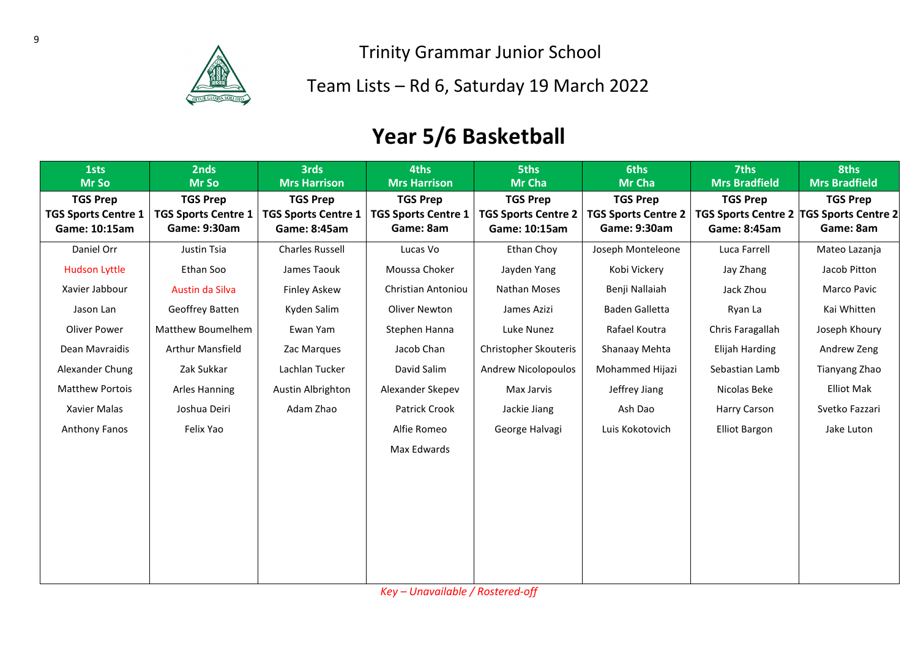Trinity Grammar Junior School

Team Lists – Rd 6, Saturday 19 March 2022

# Year 5/6 Basketball

| 1sts Mr So | 2nds Mr So | 3rds Mrs Harrison | 4ths Mrs Harrison | 5ths Mr Cha | 6ths Mr Cha | 7ths Mrs Bradfield | 8ths Mrs Bradfield |
|---|---|---|---|---|---|---|---|
| **TGS Prep TGS Sports Centre 1 Game: 10:15am** | **TGS Prep TGS Sports Centre 1 Game: 9:30am** | **TGS Prep TGS Sports Centre 1 Game: 8:45am** | **TGS Prep TGS Sports Centre 1 Game: 8am** | **TGS Prep TGS Sports Centre 2 Game: 10:15am** | **TGS Prep TGS Sports Centre 2 Game: 9:30am** | **TGS Prep TGS Sports Centre 2 Game: 8:45am** | **TGS Prep TGS Sports Centre 2 Game: 8am** |
| Daniel Orr | Justin Tsia | Charles Russell | Lucas Vo | Ethan Choy | Joseph Monteleone | Luca Farrell | Mateo Lazanja |
| Hudson Lyttle | Ethan Soo | James Taouk | Moussa Choker | Jayden Yang | Kobi Vickery | Jay Zhang | Jacob Pitton |
| Xavier Jabbour | Austin da Silva | Finley Askew | Christian Antoniou | Nathan Moses | Benji Nallaiah | Jack Zhou | Marco Pavic |
| Jason Lan | Geoffrey Batten | Kyden Salim | Oliver Newton | James Azizi | Baden Galletta | Ryan La | Kai Whitten |
| Oliver Power | Matthew Boumelhem | Ewan Yam | Stephen Hanna | Luke Nunez | Rafael Koutra | Chris Faragallah | Joseph Khoury |
| Dean Mavraidis | Arthur Mansfield | Zac Marques | Jacob Chan | Christopher Skouteris | Shanaay Mehta | Elijah Harding | Andrew Zeng |
| Alexander Chung | Zak Sukkar | Lachlan Tucker | David Salim | Andrew Nicolopoulos | Mohammed Hijazi | Sebastian Lamb | Tianyang Zhao |
| Matthew Portois | Arles Hanning | Austin Albrighton | Alexander Skepev | Max Jarvis | Jeffrey Jiang | Nicolas Beke | Elliot Mak |
| Xavier Malas | Joshua Deiri | Adam Zhao | Patrick Crook | Jackie Jiang | Ash Dao | Harry Carson | Svetko Fazzari |
| Anthony Fanos | Felix Yao | | Alfie Romeo | George Halvagi | Luis Kokotovich | Elliot Bargon | Jake Luton |
| | | | Max Edwards | | | | |

*Key – Unavailable / Rostered-off*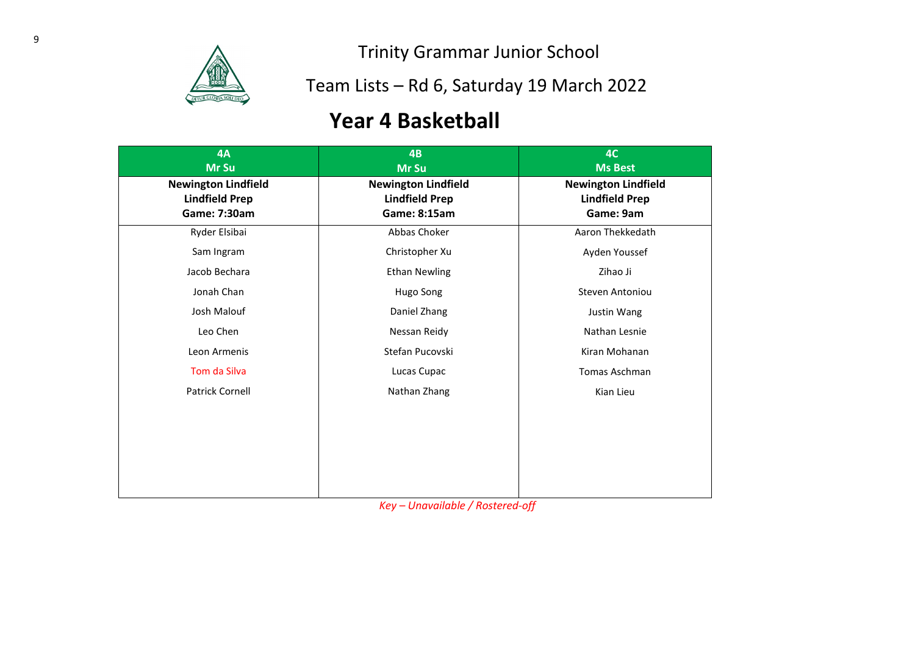Trinity Grammar Junior School

Team Lists – Rd 6, Saturday 19 March 2022

# Year 4 Basketball

| 4A<br>Mr Su | 4B<br>Mr Su | 4C<br>Ms Best |
|---|---|---|
| **Newington Lindfield<br>Lindfield Prep<br>Game: 7:30am** | **Newington Lindfield<br>Lindfield Prep<br>Game: 8:15am** | **Newington Lindfield<br>Lindfield Prep<br>Game: 9am** |
| Ryder Elsibai | Abbas Choker | Aaron Thekkedath |
| Sam Ingram | Christopher Xu | Ayden Youssef |
| Jacob Bechara | Ethan Newling | Zihao Ji |
| Jonah Chan | Hugo Song | Steven Antoniou |
| Josh Malouf | Daniel Zhang | Justin Wang |
| Leo Chen | Nessan Reidy | Nathan Lesnie |
| Leon Armenis | Stefan Pucovski | Kiran Mohanan |
| Tom da Silva | Lucas Cupac | Tomas Aschman |
| Patrick Cornell | Nathan Zhang | Kian Lieu |

*Key – Unavailable / Rostered-off*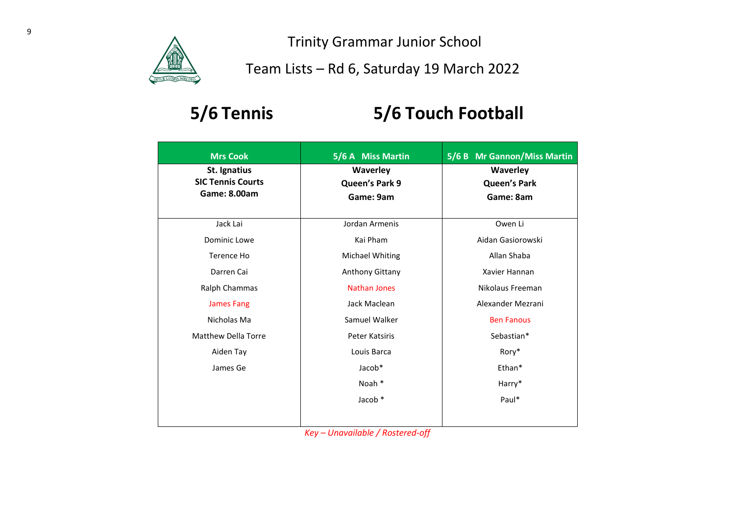Trinity Grammar Junior School

Team Lists – Rd 6, Saturday 19 March 2022

## 5/6 Tennis

## 5/6 Touch Football

| Mrs Cook | 5/6 A Miss Martin | 5/6 B Mr Gannon/Miss Martin |
|---|---|---|
| **St. Ignatius**<br>**SIC Tennis Courts**<br>**Game: 8.00am** | **Waverley**<br>**Queen's Park 9**<br>**Game: 9am** | **Waverley**<br>**Queen's Park**<br>**Game: 8am** |
| Jack Lai | Jordan Armenis | Owen Li |
| Dominic Lowe | Kai Pham | Aidan Gasiorowski |
| Terence Ho | Michael Whiting | Allan Shaba |
| Darren Cai | Anthony Gittany | Xavier Hannan |
| Ralph Chammas | Nathan Jones | Nikolaus Freeman |
| James Fang | Jack Maclean | Alexander Mezrani |
| Nicholas Ma | Samuel Walker | Ben Fanous |
| Matthew Della Torre | Peter Katsiris | Sebastian* |
| Aiden Tay | Louis Barca | Rory* |
| James Ge | Jacob* | Ethan* |
| | Noah * | Harry* |
| | Jacob * | Paul* |

*Key – Unavailable / Rostered-off*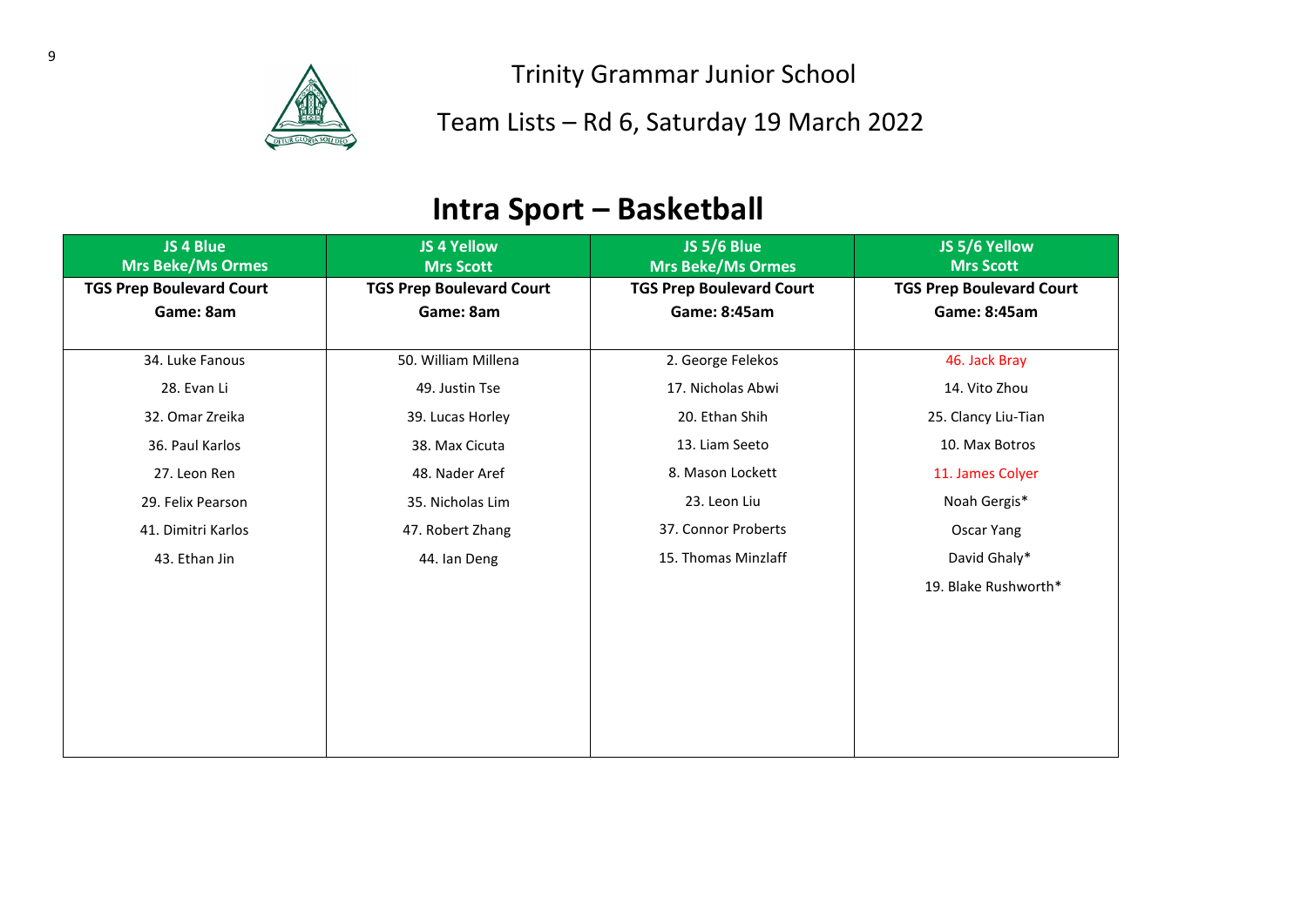Trinity Grammar Junior School

Team Lists – Rd 6, Saturday 19 March 2022

# Intra Sport – Basketball

| JS 4 Blue<br>Mrs Beke/Ms Ormes | JS 4 Yellow<br>Mrs Scott | JS 5/6 Blue<br>Mrs Beke/Ms Ormes | JS 5/6 Yellow<br>Mrs Scott |
|---|---|---|---|
| **TGS Prep Boulevard Court**<br>**Game: 8am** | **TGS Prep Boulevard Court**<br>**Game: 8am** | **TGS Prep Boulevard Court**<br>**Game: 8:45am** | **TGS Prep Boulevard Court**<br>**Game: 8:45am** |
| 34. Luke Fanous | 50. William Millena | 2. George Felekos | 46. Jack Bray |
| 28. Evan Li | 49. Justin Tse | 17. Nicholas Abwi | 14. Vito Zhou |
| 32. Omar Zreika | 39. Lucas Horley | 20. Ethan Shih | 25. Clancy Liu-Tian |
| 36. Paul Karlos | 38. Max Cicuta | 13. Liam Seeto | 10. Max Botros |
| 27. Leon Ren | 48. Nader Aref | 8. Mason Lockett | 11. James Colyer |
| 29. Felix Pearson | 35. Nicholas Lim | 23. Leon Liu | Noah Gergis* |
| 41. Dimitri Karlos | 47. Robert Zhang | 37. Connor Proberts | Oscar Yang |
| 43. Ethan Jin | 44. Ian Deng | 15. Thomas Minzlaff | David Ghaly* |
| | | | 19. Blake Rushworth* |